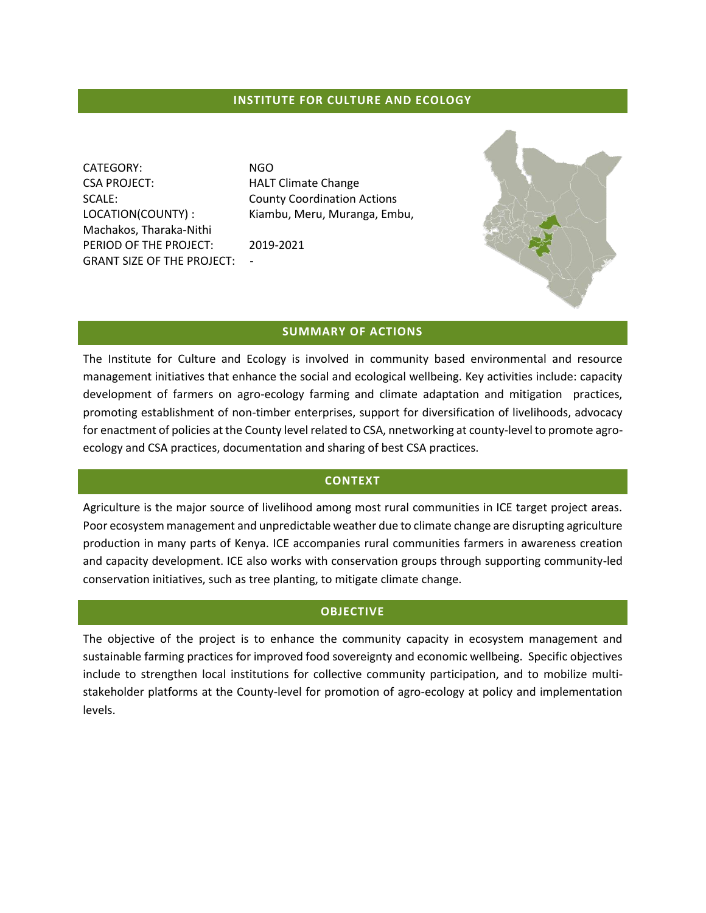## INSTITUTE FOR CULTURE AND ECOLOGY

CATEGORY: NGO
CSA PROJECT: HALT Climate Change
SCALE: County Coordination Actions
LOCATION(COUNTY) : Kiambu, Meru, Muranga, Embu, Machakos, Tharaka-Nithi
PERIOD OF THE PROJECT: 2019-2021
GRANT SIZE OF THE PROJECT: -

## SUMMARY OF ACTIONS

The Institute for Culture and Ecology is involved in community based environmental and resource management initiatives that enhance the social and ecological wellbeing. Key activities include: capacity development of farmers on agro-ecology farming and climate adaptation and mitigation practices, promoting establishment of non-timber enterprises, support for diversification of livelihoods, advocacy for enactment of policies at the County level related to CSA, nnetworking at county-level to promote agro-ecology and CSA practices, documentation and sharing of best CSA practices.

## CONTEXT

Agriculture is the major source of livelihood among most rural communities in ICE target project areas. Poor ecosystem management and unpredictable weather due to climate change are disrupting agriculture production in many parts of Kenya. ICE accompanies rural communities farmers in awareness creation and capacity development. ICE also works with conservation groups through supporting community-led conservation initiatives, such as tree planting, to mitigate climate change.

## OBJECTIVE

The objective of the project is to enhance the community capacity in ecosystem management and sustainable farming practices for improved food sovereignty and economic wellbeing. Specific objectives include to strengthen local institutions for collective community participation, and to mobilize multi-stakeholder platforms at the County-level for promotion of agro-ecology at policy and implementation levels.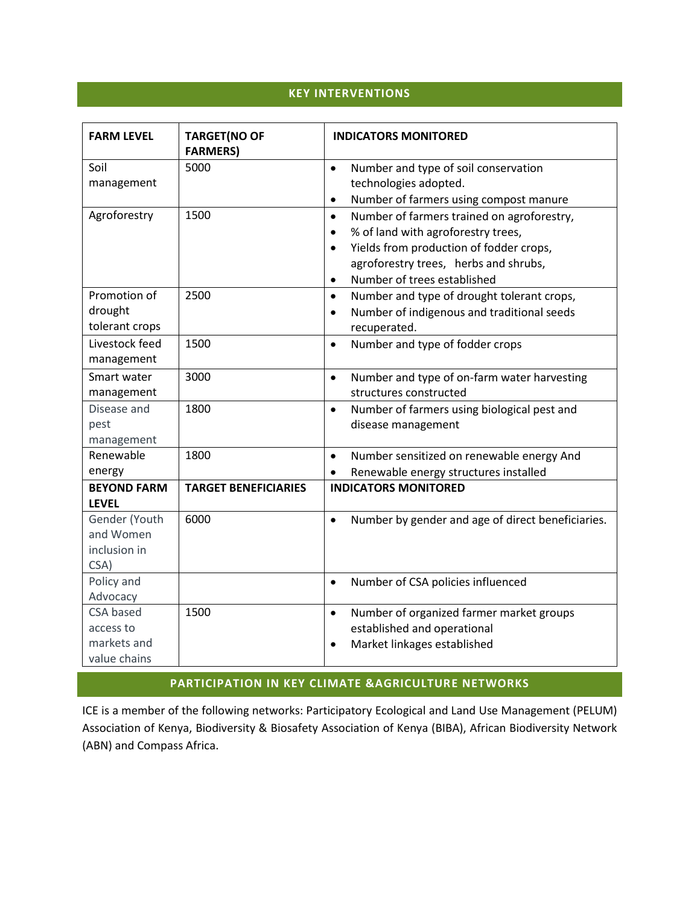## KEY INTERVENTIONS

| FARM LEVEL | TARGET(NO OF FARMERS) | INDICATORS MONITORED |
|---|---|---|
| Soil management | 5000 | • Number and type of soil conservation technologies adopted.<br>• Number of farmers using compost manure |
| Agroforestry | 1500 | • Number of farmers trained on agroforestry,<br>• % of land with agroforestry trees,<br>• Yields from production of fodder crops, agroforestry trees, herbs and shrubs,<br>• Number of trees established |
| Promotion of drought tolerant crops | 2500 | • Number and type of drought tolerant crops,<br>• Number of indigenous and traditional seeds recuperated. |
| Livestock feed management | 1500 | • Number and type of fodder crops |
| Smart water management | 3000 | • Number and type of on-farm water harvesting structures constructed |
| Disease and pest management | 1800 | • Number of farmers using biological pest and disease management |
| Renewable energy | 1800 | • Number sensitized on renewable energy And<br>• Renewable energy structures installed |
| **BEYOND FARM LEVEL** | **TARGET BENEFICIARIES** | **INDICATORS MONITORED** |
| Gender (Youth and Women inclusion in CSA) | 6000 | • Number by gender and age of direct beneficiaries. |
| Policy and Advocacy | | • Number of CSA policies influenced |
| CSA based access to markets and value chains | 1500 | • Number of organized farmer market groups established and operational<br>• Market linkages established |

## PARTICIPATION IN KEY CLIMATE &AGRICULTURE NETWORKS

ICE is a member of the following networks: Participatory Ecological and Land Use Management (PELUM) Association of Kenya, Biodiversity & Biosafety Association of Kenya (BIBA), African Biodiversity Network (ABN) and Compass Africa.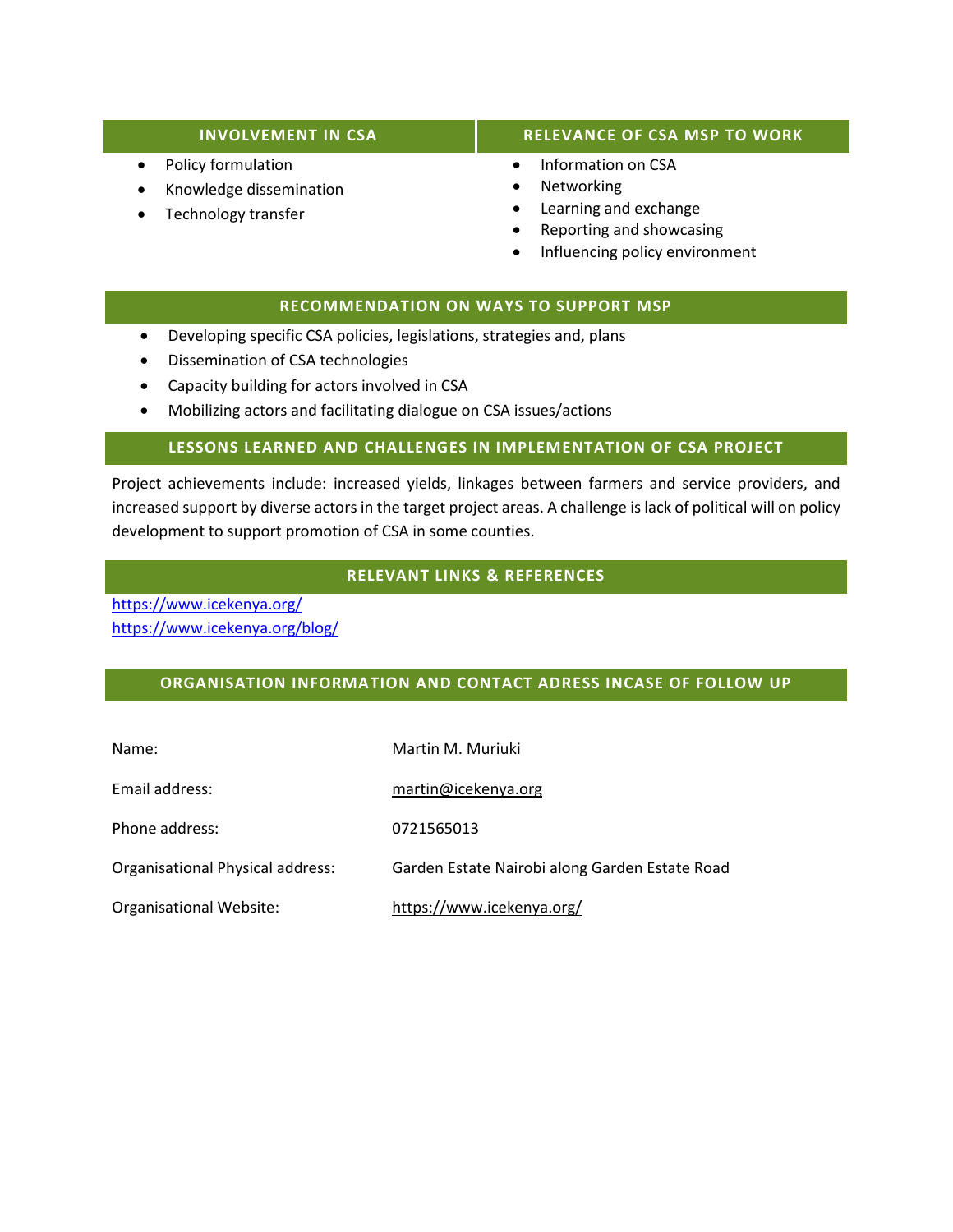## INVOLVEMENT IN CSA

- Policy formulation
- Knowledge dissemination
- Technology transfer

## RELEVANCE OF CSA MSP TO WORK

- Information on CSA
- Networking
- Learning and exchange
- Reporting and showcasing
- Influencing policy environment

## RECOMMENDATION ON WAYS TO SUPPORT MSP

- Developing specific CSA policies, legislations, strategies and, plans
- Dissemination of CSA technologies
- Capacity building for actors involved in CSA
- Mobilizing actors and facilitating dialogue on CSA issues/actions

## LESSONS LEARNED AND CHALLENGES IN IMPLEMENTATION OF CSA PROJECT

Project achievements include: increased yields, linkages between farmers and service providers, and increased support by diverse actors in the target project areas. A challenge is lack of political will on policy development to support promotion of CSA in some counties.

## RELEVANT LINKS & REFERENCES

https://www.icekenya.org/
https://www.icekenya.org/blog/

## ORGANISATION INFORMATION AND CONTACT ADRESS INCASE OF FOLLOW UP

| | |
|---|---|
| Name: | Martin M. Muriuki |
| Email address: | martin@icekenya.org |
| Phone address: | 0721565013 |
| Organisational Physical address: | Garden Estate Nairobi along Garden Estate Road |
| Organisational Website: | https://www.icekenya.org/ |